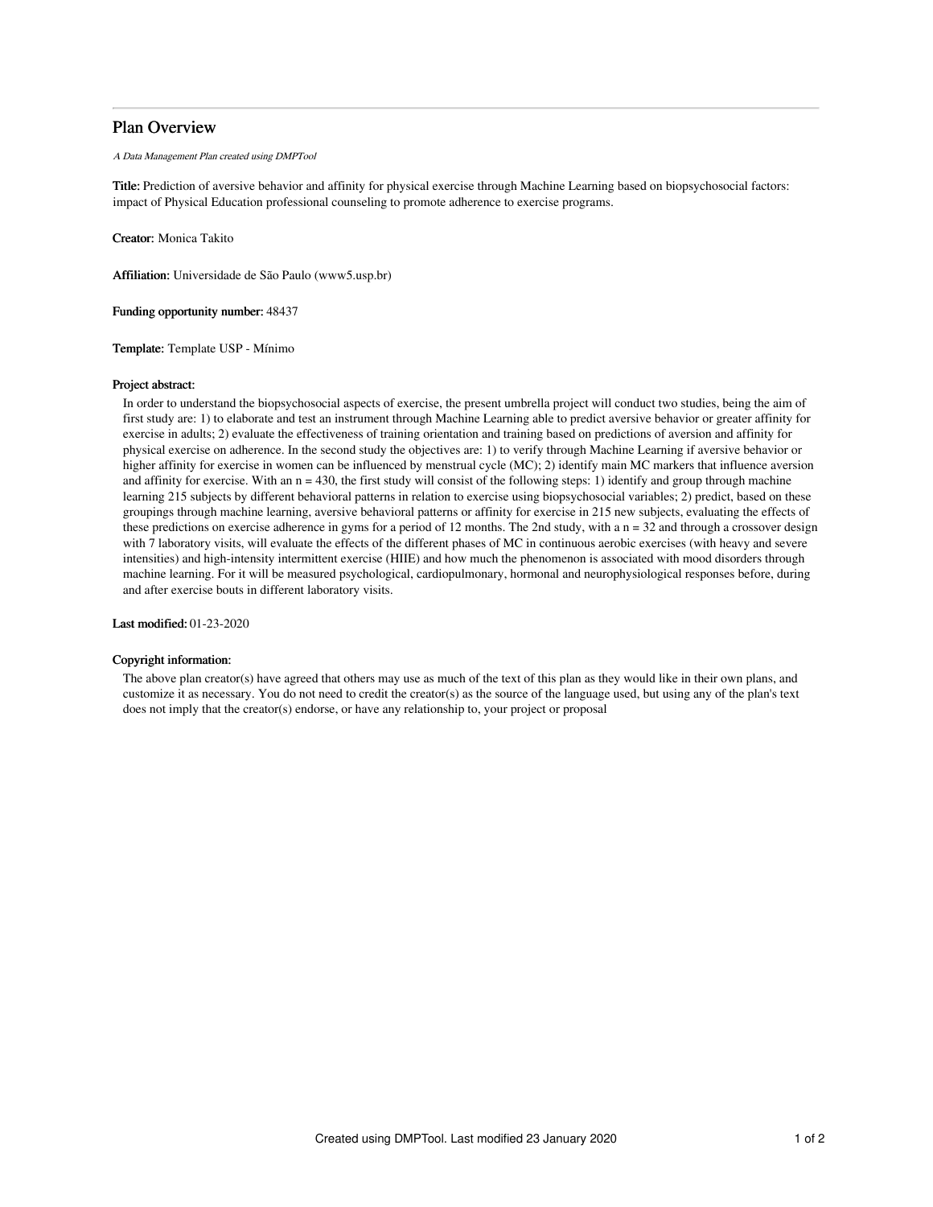# Plan Overview

*A Data Management Plan created using DMPTool*

**Title:** Prediction of aversive behavior and affinity for physical exercise through Machine Learning based on biopsychosocial factors: impact of Physical Education professional counseling to promote adherence to exercise programs.

**Creator:** Monica Takito

**Affiliation:** Universidade de São Paulo (www5.usp.br)

**Funding opportunity number:** 48437

**Template:** Template USP - Mínimo

**Project abstract:**

In order to understand the biopsychosocial aspects of exercise, the present umbrella project will conduct two studies, being the aim of first study are: 1) to elaborate and test an instrument through Machine Learning able to predict aversive behavior or greater affinity for exercise in adults; 2) evaluate the effectiveness of training orientation and training based on predictions of aversion and affinity for physical exercise on adherence. In the second study the objectives are: 1) to verify through Machine Learning if aversive behavior or higher affinity for exercise in women can be influenced by menstrual cycle (MC); 2) identify main MC markers that influence aversion and affinity for exercise. With an n = 430, the first study will consist of the following steps: 1) identify and group through machine learning 215 subjects by different behavioral patterns in relation to exercise using biopsychosocial variables; 2) predict, based on these groupings through machine learning, aversive behavioral patterns or affinity for exercise in 215 new subjects, evaluating the effects of these predictions on exercise adherence in gyms for a period of 12 months. The 2nd study, with a n = 32 and through a crossover design with 7 laboratory visits, will evaluate the effects of the different phases of MC in continuous aerobic exercises (with heavy and severe intensities) and high-intensity intermittent exercise (HIIE) and how much the phenomenon is associated with mood disorders through machine learning. For it will be measured psychological, cardiopulmonary, hormonal and neurophysiological responses before, during and after exercise bouts in different laboratory visits.

**Last modified:** 01-23-2020

**Copyright information:**

The above plan creator(s) have agreed that others may use as much of the text of this plan as they would like in their own plans, and customize it as necessary. You do not need to credit the creator(s) as the source of the language used, but using any of the plan's text does not imply that the creator(s) endorse, or have any relationship to, your project or proposal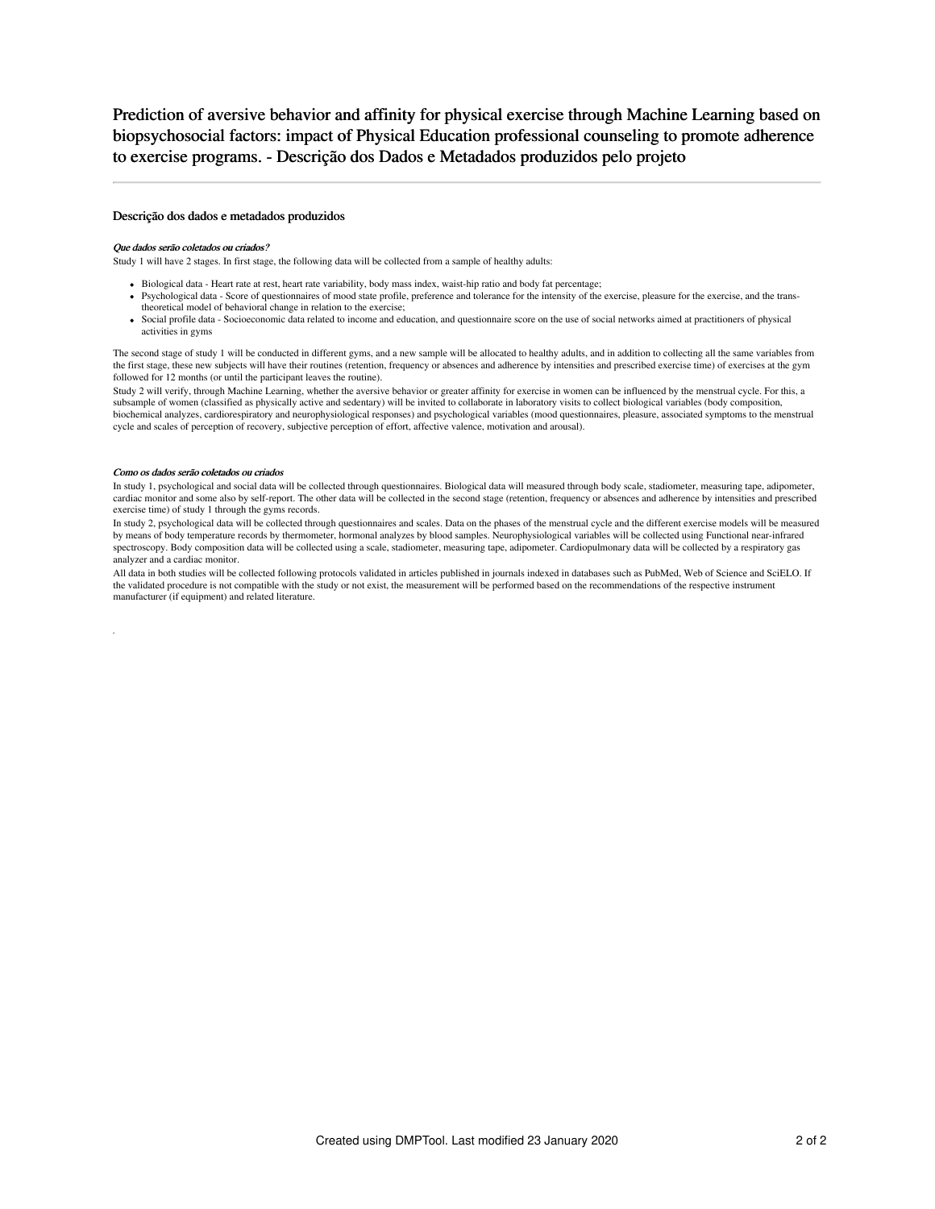# Prediction of aversive behavior and affinity for physical exercise through Machine Learning based on biopsychosocial factors: impact of Physical Education professional counseling to promote adherence to exercise programs. - Descrição dos Dados e Metadados produzidos pelo projeto

## Descrição dos dados e metadados produzidos

***Que dados serão coletados ou criados?***

Study 1 will have 2 stages. In first stage, the following data will be collected from a sample of healthy adults:

- Biological data - Heart rate at rest, heart rate variability, body mass index, waist-hip ratio and body fat percentage;
- Psychological data - Score of questionnaires of mood state profile, preference and tolerance for the intensity of the exercise, pleasure for the exercise, and the trans-theoretical model of behavioral change in relation to the exercise;
- Social profile data - Socioeconomic data related to income and education, and questionnaire score on the use of social networks aimed at practitioners of physical activities in gyms

The second stage of study 1 will be conducted in different gyms, and a new sample will be allocated to healthy adults, and in addition to collecting all the same variables from the first stage, these new subjects will have their routines (retention, frequency or absences and adherence by intensities and prescribed exercise time) of exercises at the gym followed for 12 months (or until the participant leaves the routine).

Study 2 will verify, through Machine Learning, whether the aversive behavior or greater affinity for exercise in women can be influenced by the menstrual cycle. For this, a subsample of women (classified as physically active and sedentary) will be invited to collaborate in laboratory visits to collect biological variables (body composition, biochemical analyzes, cardiorespiratory and neurophysiological responses) and psychological variables (mood questionnaires, pleasure, associated symptoms to the menstrual cycle and scales of perception of recovery, subjective perception of effort, affective valence, motivation and arousal).

***Como os dados serão coletados ou criados***

In study 1, psychological and social data will be collected through questionnaires. Biological data will measured through body scale, stadiometer, measuring tape, adipometer, cardiac monitor and some also by self-report. The other data will be collected in the second stage (retention, frequency or absences and adherence by intensities and prescribed exercise time) of study 1 through the gyms records.

In study 2, psychological data will be collected through questionnaires and scales. Data on the phases of the menstrual cycle and the different exercise models will be measured by means of body temperature records by thermometer, hormonal analyzes by blood samples. Neurophysiological variables will be collected using Functional near-infrared spectroscopy. Body composition data will be collected using a scale, stadiometer, measuring tape, adipometer. Cardiopulmonary data will be collected by a respiratory gas analyzer and a cardiac monitor.

All data in both studies will be collected following protocols validated in articles published in journals indexed in databases such as PubMed, Web of Science and SciELO. If the validated procedure is not compatible with the study or not exist, the measurement will be performed based on the recommendations of the respective instrument manufacturer (if equipment) and related literature.